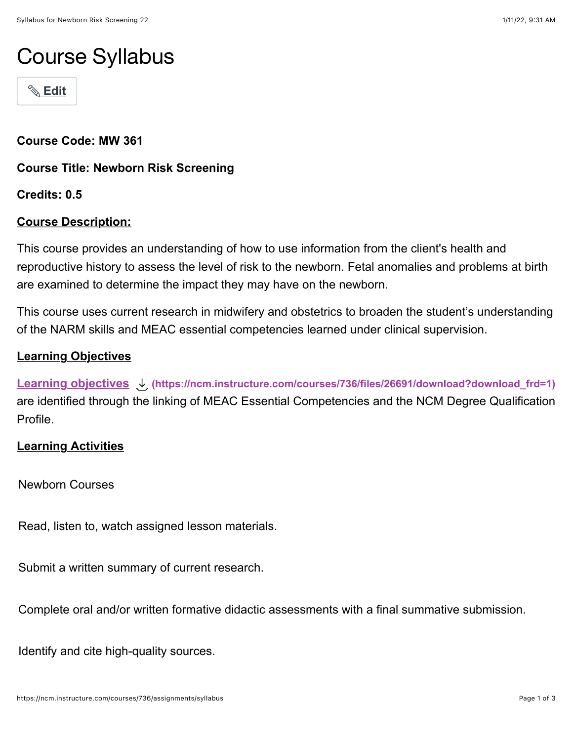# Course Syllabus

Edit

**Course Code: MW 361**

**Course Title: Newborn Risk Screening**

**Credits: 0.5**

**Course Description:**

This course provides an understanding of how to use information from the client's health and reproductive history to assess the level of risk to the newborn. Fetal anomalies and problems at birth are examined to determine the impact they may have on the newborn.

This course uses current research in midwifery and obstetrics to broaden the student's understanding of the NARM skills and MEAC essential competencies learned under clinical supervision.

**Learning Objectives**

Learning objectives (https://ncm.instructure.com/courses/736/files/26691/download?download_frd=1) are identified through the linking of MEAC Essential Competencies and the NCM Degree Qualification Profile.

**Learning Activities**

Newborn Courses

Read, listen to, watch assigned lesson materials.

Submit a written summary of current research.

Complete oral and/or written formative didactic assessments with a final summative submission.

Identify and cite high-quality sources.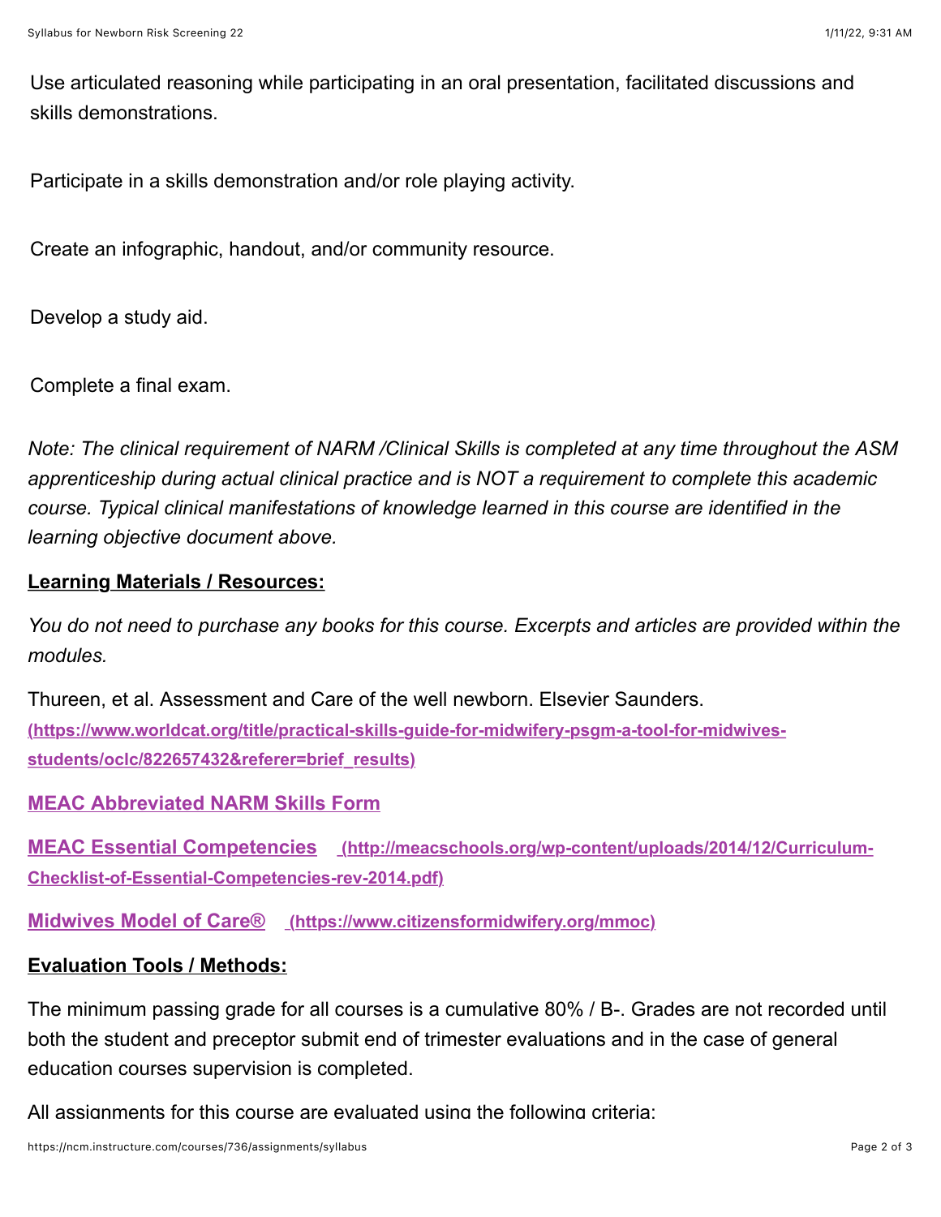Use articulated reasoning while participating in an oral presentation, facilitated discussions and skills demonstrations.

Participate in a skills demonstration and/or role playing activity.

Create an infographic, handout, and/or community resource.

Develop a study aid.

Complete a final exam.

*Note: The clinical requirement of NARM /Clinical Skills is completed at any time throughout the ASM apprenticeship during actual clinical practice and is NOT a requirement to complete this academic course. Typical clinical manifestations of knowledge learned in this course are identified in the learning objective document above.*

**Learning Materials / Resources:**

*You do not need to purchase any books for this course. Excerpts and articles are provided within the modules.*

Thureen, et al. Assessment and Care of the well newborn. Elsevier Saunders. **(https://www.worldcat.org/title/practical-skills-guide-for-midwifery-psgm-a-tool-for-midwives-students/oclc/822657432&referer=brief_results)**

**MEAC Abbreviated NARM Skills Form**

**MEAC Essential Competencies** **(http://meacschools.org/wp-content/uploads/2014/12/Curriculum-Checklist-of-Essential-Competencies-rev-2014.pdf)**

**Midwives Model of Care®** **(https://www.citizensformidwifery.org/mmoc)**

**Evaluation Tools / Methods:**

The minimum passing grade for all courses is a cumulative 80% / B-. Grades are not recorded until both the student and preceptor submit end of trimester evaluations and in the case of general education courses supervision is completed.

All assignments for this course are evaluated using the following criteria: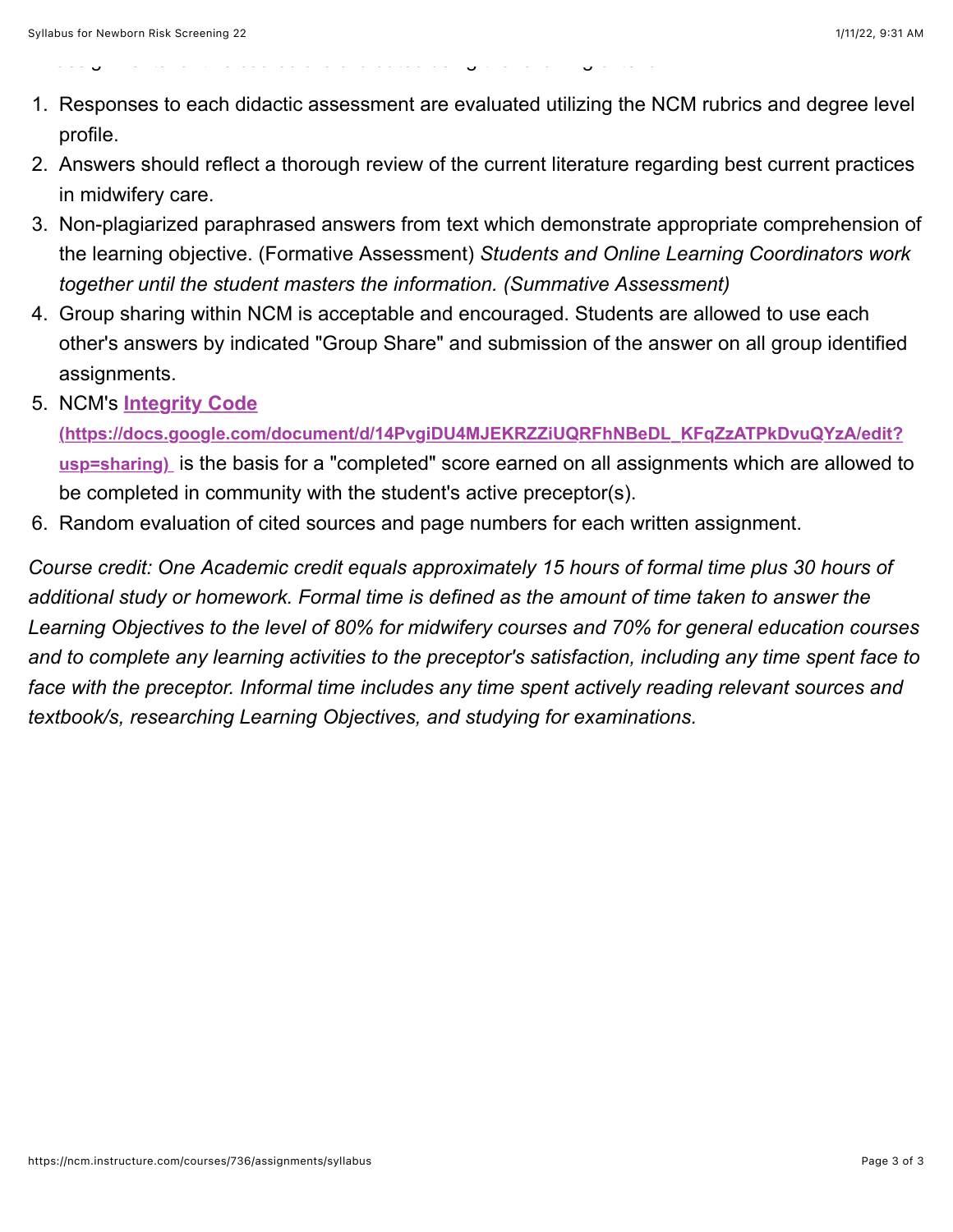1. Responses to each didactic assessment are evaluated utilizing the NCM rubrics and degree level profile.
2. Answers should reflect a thorough review of the current literature regarding best current practices in midwifery care.
3. Non-plagiarized paraphrased answers from text which demonstrate appropriate comprehension of the learning objective. (Formative Assessment) *Students and Online Learning Coordinators work together until the student masters the information. (Summative Assessment)*
4. Group sharing within NCM is acceptable and encouraged. Students are allowed to use each other's answers by indicated "Group Share" and submission of the answer on all group identified assignments.
5. NCM's **Integrity Code (https://docs.google.com/document/d/14PvgiDU4MJEKRZZiUQRFhNBeDL_KFqZzATPkDvuQYzA/edit?usp=sharing)** is the basis for a "completed" score earned on all assignments which are allowed to be completed in community with the student's active preceptor(s).
6. Random evaluation of cited sources and page numbers for each written assignment.

*Course credit: One Academic credit equals approximately 15 hours of formal time plus 30 hours of additional study or homework. Formal time is defined as the amount of time taken to answer the Learning Objectives to the level of 80% for midwifery courses and 70% for general education courses and to complete any learning activities to the preceptor's satisfaction, including any time spent face to face with the preceptor. Informal time includes any time spent actively reading relevant sources and textbook/s, researching Learning Objectives, and studying for examinations.*